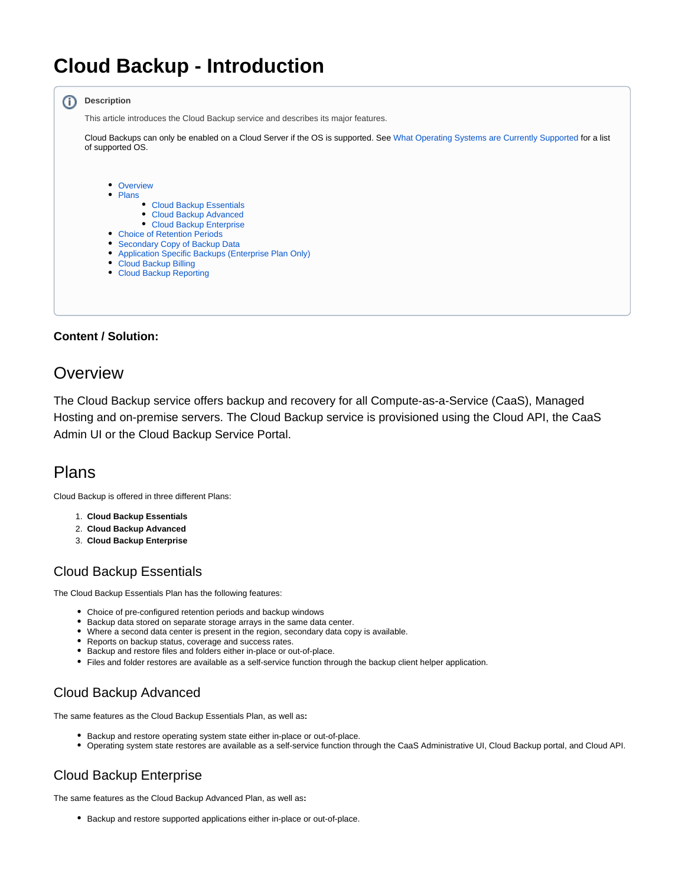# Cloud Backup - Introduction

**Description**

This article introduces the Cloud Backup service and describes its major features.

Cloud Backups can only be enabled on a Cloud Server if the OS is supported. See What Operating Systems are Currently Supported for a list of supported OS.

- Overview
- Plans
  - Cloud Backup Essentials
  - Cloud Backup Advanced
  - Cloud Backup Enterprise
- Choice of Retention Periods
- Secondary Copy of Backup Data
- Application Specific Backups (Enterprise Plan Only)
- Cloud Backup Billing
- Cloud Backup Reporting

**Content / Solution:**

## Overview

The Cloud Backup service offers backup and recovery for all Compute-as-a-Service (CaaS), Managed Hosting and on-premise servers. The Cloud Backup service is provisioned using the Cloud API, the CaaS Admin UI or the Cloud Backup Service Portal.

## Plans

Cloud Backup is offered in three different Plans:

1. **Cloud Backup Essentials**
2. **Cloud Backup Advanced**
3. **Cloud Backup Enterprise**

### Cloud Backup Essentials

The Cloud Backup Essentials Plan has the following features:

- Choice of pre-configured retention periods and backup windows
- Backup data stored on separate storage arrays in the same data center.
- Where a second data center is present in the region, secondary data copy is available.
- Reports on backup status, coverage and success rates.
- Backup and restore files and folders either in-place or out-of-place.
- Files and folder restores are available as a self-service function through the backup client helper application.

### Cloud Backup Advanced

The same features as the Cloud Backup Essentials Plan, as well as**:**

- Backup and restore operating system state either in-place or out-of-place.
- Operating system state restores are available as a self-service function through the CaaS Administrative UI, Cloud Backup portal, and Cloud API.

### Cloud Backup Enterprise

The same features as the Cloud Backup Advanced Plan, as well as**:**

- Backup and restore supported applications either in-place or out-of-place.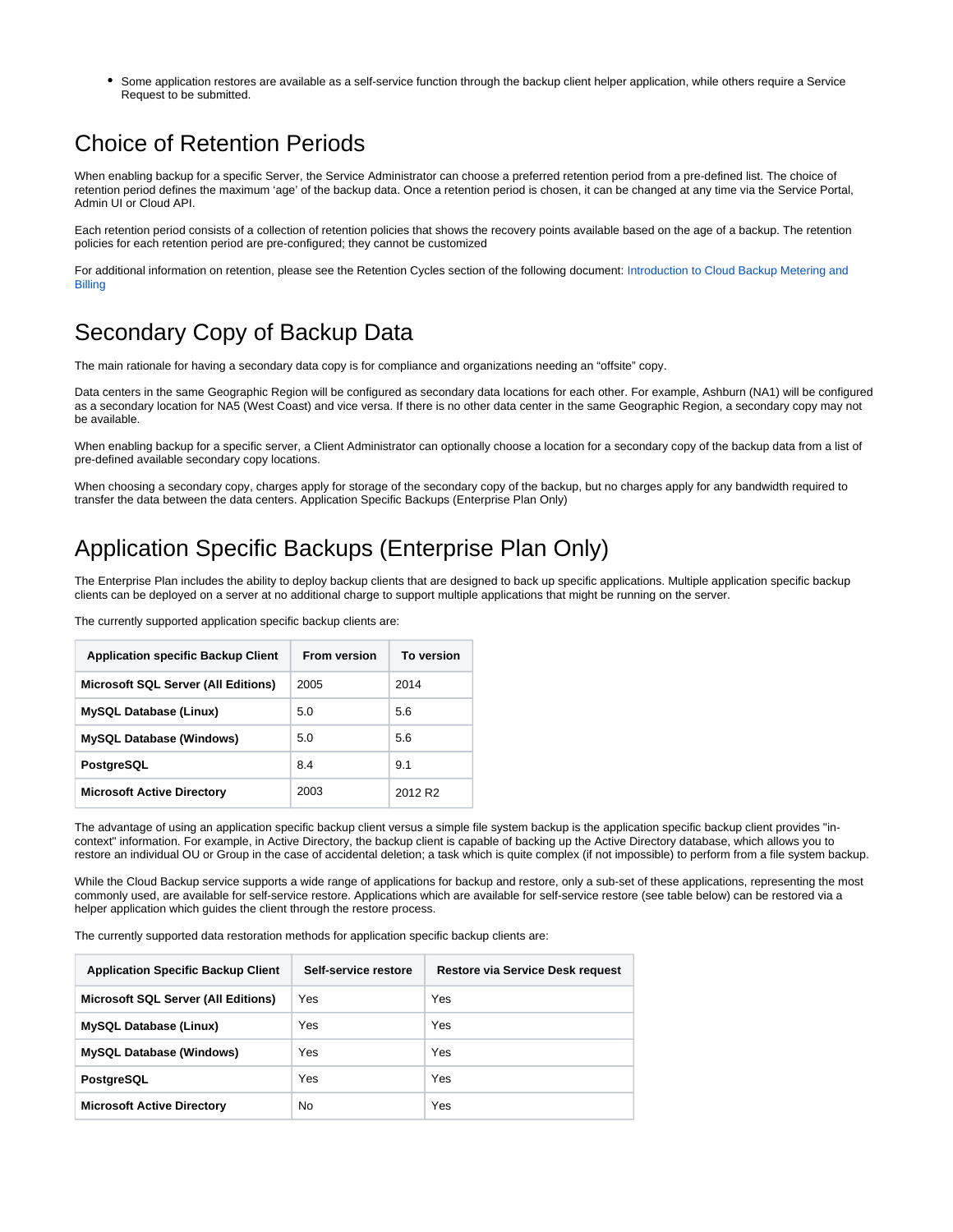- Some application restores are available as a self-service function through the backup client helper application, while others require a Service Request to be submitted.

## Choice of Retention Periods

When enabling backup for a specific Server, the Service Administrator can choose a preferred retention period from a pre-defined list. The choice of retention period defines the maximum 'age' of the backup data. Once a retention period is chosen, it can be changed at any time via the Service Portal, Admin UI or Cloud API.

Each retention period consists of a collection of retention policies that shows the recovery points available based on the age of a backup. The retention policies for each retention period are pre-configured; they cannot be customized

For additional information on retention, please see the Retention Cycles section of the following document: Introduction to Cloud Backup Metering and Billing

## Secondary Copy of Backup Data

The main rationale for having a secondary data copy is for compliance and organizations needing an "offsite" copy.

Data centers in the same Geographic Region will be configured as secondary data locations for each other. For example, Ashburn (NA1) will be configured as a secondary location for NA5 (West Coast) and vice versa. If there is no other data center in the same Geographic Region, a secondary copy may not be available.

When enabling backup for a specific server, a Client Administrator can optionally choose a location for a secondary copy of the backup data from a list of pre-defined available secondary copy locations.

When choosing a secondary copy, charges apply for storage of the secondary copy of the backup, but no charges apply for any bandwidth required to transfer the data between the data centers. Application Specific Backups (Enterprise Plan Only)

## Application Specific Backups (Enterprise Plan Only)

The Enterprise Plan includes the ability to deploy backup clients that are designed to back up specific applications. Multiple application specific backup clients can be deployed on a server at no additional charge to support multiple applications that might be running on the server.

The currently supported application specific backup clients are:

| Application specific Backup Client | From version | To version |
|---|---|---|
| **Microsoft SQL Server (All Editions)** | 2005 | 2014 |
| **MySQL Database (Linux)** | 5.0 | 5.6 |
| **MySQL Database (Windows)** | 5.0 | 5.6 |
| **PostgreSQL** | 8.4 | 9.1 |
| **Microsoft Active Directory** | 2003 | 2012 R2 |

The advantage of using an application specific backup client versus a simple file system backup is the application specific backup client provides "in-context" information. For example, in Active Directory, the backup client is capable of backing up the Active Directory database, which allows you to restore an individual OU or Group in the case of accidental deletion; a task which is quite complex (if not impossible) to perform from a file system backup.

While the Cloud Backup service supports a wide range of applications for backup and restore, only a sub-set of these applications, representing the most commonly used, are available for self-service restore. Applications which are available for self-service restore (see table below) can be restored via a helper application which guides the client through the restore process.

The currently supported data restoration methods for application specific backup clients are:

| Application Specific Backup Client | Self-service restore | Restore via Service Desk request |
|---|---|---|
| **Microsoft SQL Server (All Editions)** | Yes | Yes |
| **MySQL Database (Linux)** | Yes | Yes |
| **MySQL Database (Windows)** | Yes | Yes |
| **PostgreSQL** | Yes | Yes |
| **Microsoft Active Directory** | No | Yes |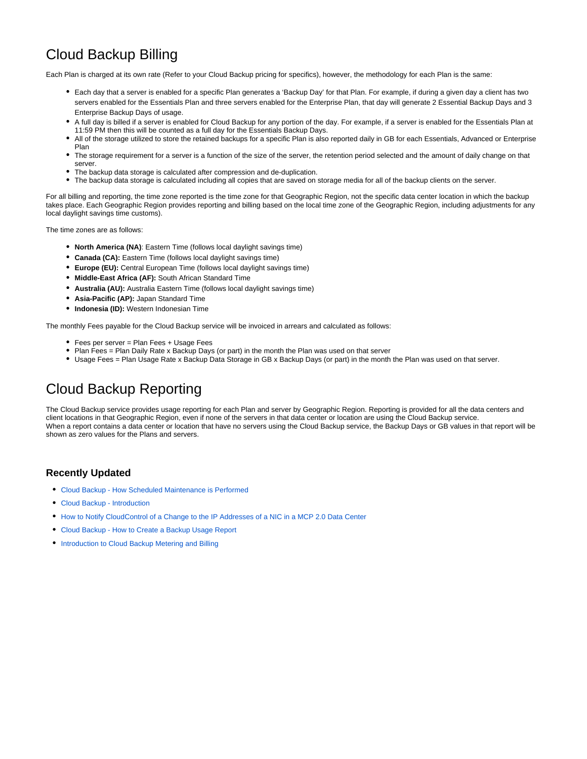# Cloud Backup Billing

Each Plan is charged at its own rate (Refer to your Cloud Backup pricing for specifics), however, the methodology for each Plan is the same:

- Each day that a server is enabled for a specific Plan generates a 'Backup Day' for that Plan. For example, if during a given day a client has two servers enabled for the Essentials Plan and three servers enabled for the Enterprise Plan, that day will generate 2 Essential Backup Days and 3 Enterprise Backup Days of usage.
- A full day is billed if a server is enabled for Cloud Backup for any portion of the day. For example, if a server is enabled for the Essentials Plan at 11:59 PM then this will be counted as a full day for the Essentials Backup Days.
- All of the storage utilized to store the retained backups for a specific Plan is also reported daily in GB for each Essentials, Advanced or Enterprise Plan
- The storage requirement for a server is a function of the size of the server, the retention period selected and the amount of daily change on that server.
- The backup data storage is calculated after compression and de-duplication.
- The backup data storage is calculated including all copies that are saved on storage media for all of the backup clients on the server.

For all billing and reporting, the time zone reported is the time zone for that Geographic Region, not the specific data center location in which the backup takes place. Each Geographic Region provides reporting and billing based on the local time zone of the Geographic Region, including adjustments for any local daylight savings time customs).

The time zones are as follows:

- **North America (NA)**: Eastern Time (follows local daylight savings time)
- **Canada (CA):** Eastern Time (follows local daylight savings time)
- **Europe (EU):** Central European Time (follows local daylight savings time)
- **Middle-East Africa (AF):** South African Standard Time
- **Australia (AU):** Australia Eastern Time (follows local daylight savings time)
- **Asia-Pacific (AP):** Japan Standard Time
- **Indonesia (ID):** Western Indonesian Time

The monthly Fees payable for the Cloud Backup service will be invoiced in arrears and calculated as follows:

- Fees per server = Plan Fees + Usage Fees
- Plan Fees = Plan Daily Rate x Backup Days (or part) in the month the Plan was used on that server
- Usage Fees = Plan Usage Rate x Backup Data Storage in GB x Backup Days (or part) in the month the Plan was used on that server.

# Cloud Backup Reporting

The Cloud Backup service provides usage reporting for each Plan and server by Geographic Region. Reporting is provided for all the data centers and client locations in that Geographic Region, even if none of the servers in that data center or location are using the Cloud Backup service.
When a report contains a data center or location that have no servers using the Cloud Backup service, the Backup Days or GB values in that report will be shown as zero values for the Plans and servers.

### Recently Updated

- Cloud Backup - How Scheduled Maintenance is Performed
- Cloud Backup - Introduction
- How to Notify CloudControl of a Change to the IP Addresses of a NIC in a MCP 2.0 Data Center
- Cloud Backup - How to Create a Backup Usage Report
- Introduction to Cloud Backup Metering and Billing